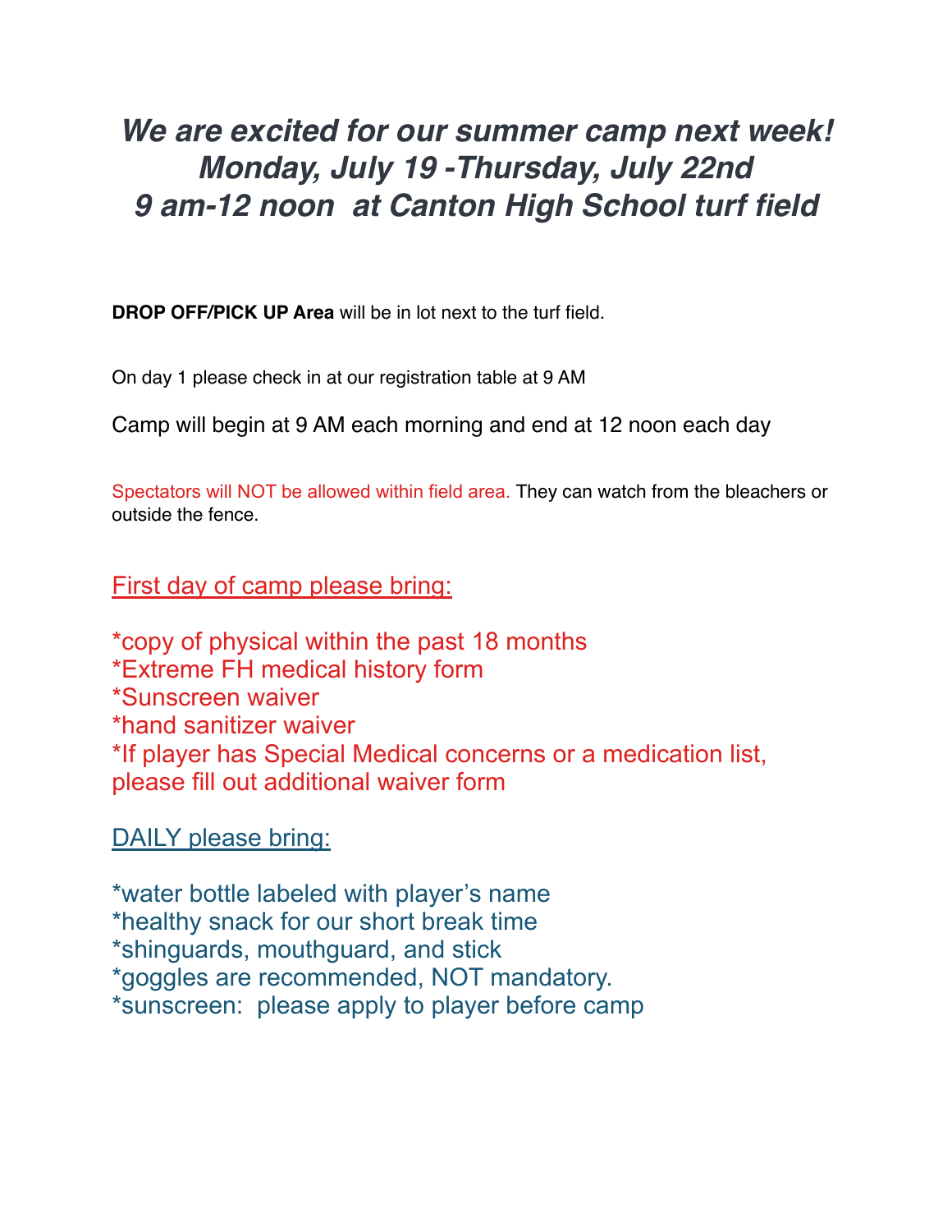# *We are excited for our summer camp next week!*
# *Monday, July 19 -Thursday, July 22nd*
# *9 am-12 noon at Canton High School turf field*

**DROP OFF/PICK UP Area** will be in lot next to the turf field.

On day 1 please check in at our registration table at 9 AM

Camp will begin at 9 AM each morning and end at 12 noon each day

Spectators will NOT be allowed within field area. They can watch from the bleachers or outside the fence.

## First day of camp please bring:

*copy of physical within the past 18 months
*Extreme FH medical history form
*Sunscreen waiver
*hand sanitizer waiver
*If player has Special Medical concerns or a medication list, please fill out additional waiver form

## DAILY please bring:

*water bottle labeled with player's name
*healthy snack for our short break time
*shinguards, mouthguard, and stick
*goggles are recommended, NOT mandatory.
*sunscreen: please apply to player before camp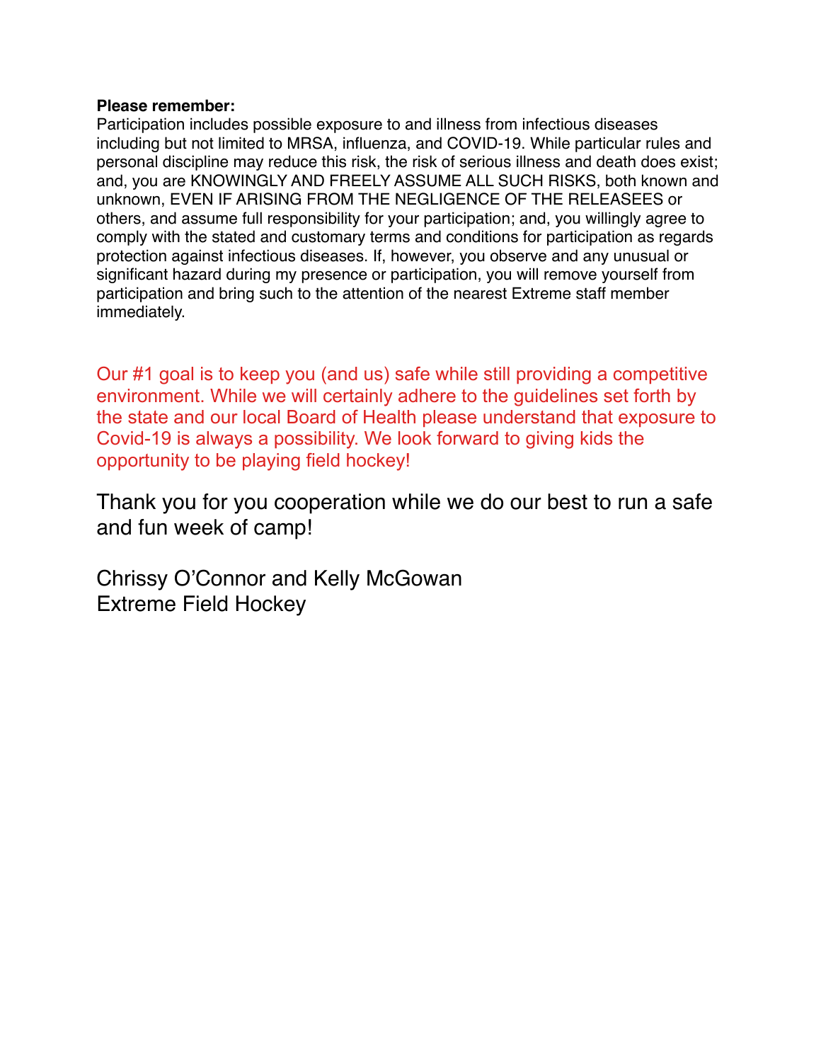**Please remember:**
Participation includes possible exposure to and illness from infectious diseases including but not limited to MRSA, influenza, and COVID-19. While particular rules and personal discipline may reduce this risk, the risk of serious illness and death does exist; and, you are KNOWINGLY AND FREELY ASSUME ALL SUCH RISKS, both known and unknown, EVEN IF ARISING FROM THE NEGLIGENCE OF THE RELEASEES or others, and assume full responsibility for your participation; and, you willingly agree to comply with the stated and customary terms and conditions for participation as regards protection against infectious diseases. If, however, you observe and any unusual or significant hazard during my presence or participation, you will remove yourself from participation and bring such to the attention of the nearest Extreme staff member immediately.

Our #1 goal is to keep you (and us) safe while still providing a competitive environment. While we will certainly adhere to the guidelines set forth by the state and our local Board of Health please understand that exposure to Covid-19 is always a possibility. We look forward to giving kids the opportunity to be playing field hockey!

Thank you for you cooperation while we do our best to run a safe and fun week of camp!

Chrissy O'Connor and Kelly McGowan
Extreme Field Hockey